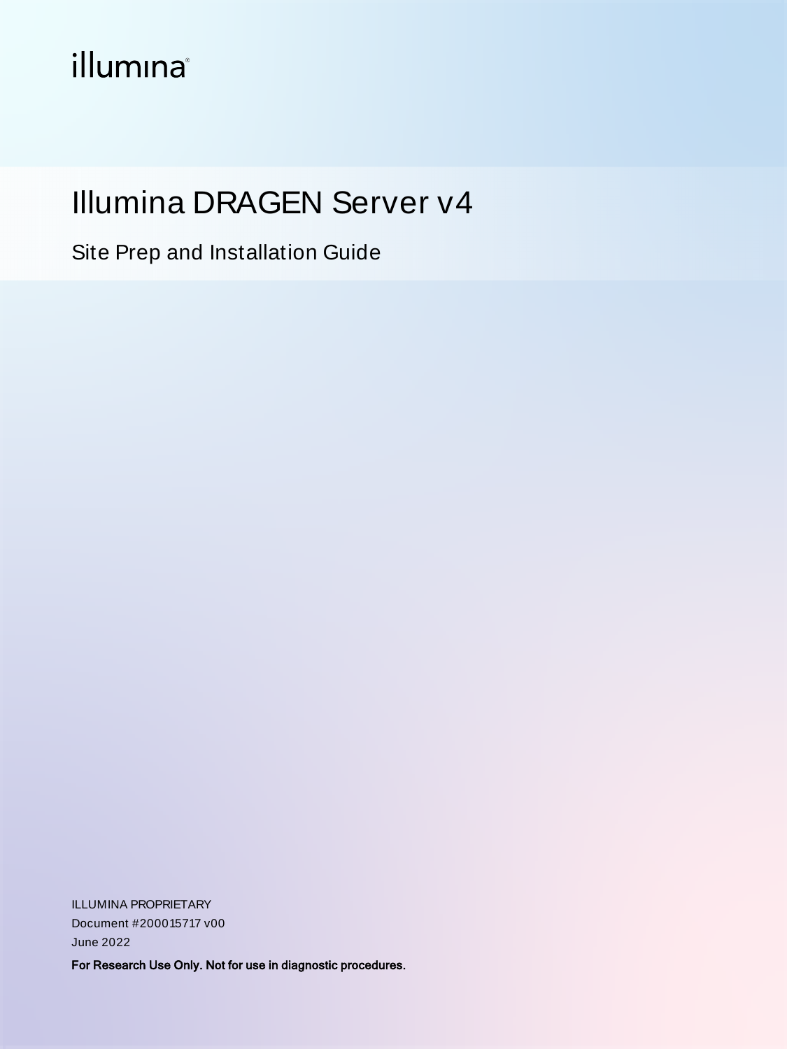illumina®

# Illumina DRAGEN Server v4

## Site Prep and Installation Guide

ILLUMINA PROPRIETARY
Document #200015717 v00
June 2022

**For Research Use Only. Not for use in diagnostic procedures.**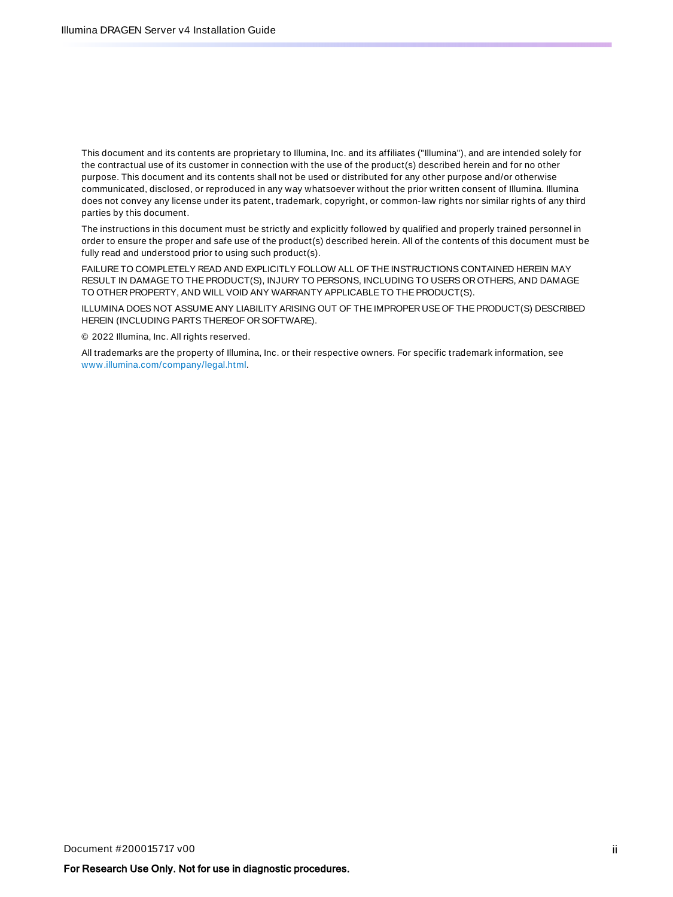This document and its contents are proprietary to Illumina, Inc. and its affiliates ("Illumina"), and are intended solely for the contractual use of its customer in connection with the use of the product(s) described herein and for no other purpose. This document and its contents shall not be used or distributed for any other purpose and/or otherwise communicated, disclosed, or reproduced in any way whatsoever without the prior written consent of Illumina. Illumina does not convey any license under its patent, trademark, copyright, or common-law rights nor similar rights of any third parties by this document.

The instructions in this document must be strictly and explicitly followed by qualified and properly trained personnel in order to ensure the proper and safe use of the product(s) described herein. All of the contents of this document must be fully read and understood prior to using such product(s).

FAILURE TO COMPLETELY READ AND EXPLICITLY FOLLOW ALL OF THE INSTRUCTIONS CONTAINED HEREIN MAY RESULT IN DAMAGE TO THE PRODUCT(S), INJURY TO PERSONS, INCLUDING TO USERS OR OTHERS, AND DAMAGE TO OTHER PROPERTY, AND WILL VOID ANY WARRANTY APPLICABLE TO THE PRODUCT(S).

ILLUMINA DOES NOT ASSUME ANY LIABILITY ARISING OUT OF THE IMPROPER USE OF THE PRODUCT(S) DESCRIBED HEREIN (INCLUDING PARTS THEREOF OR SOFTWARE).

© 2022 Illumina, Inc. All rights reserved.

All trademarks are the property of Illumina, Inc. or their respective owners. For specific trademark information, see www.illumina.com/company/legal.html.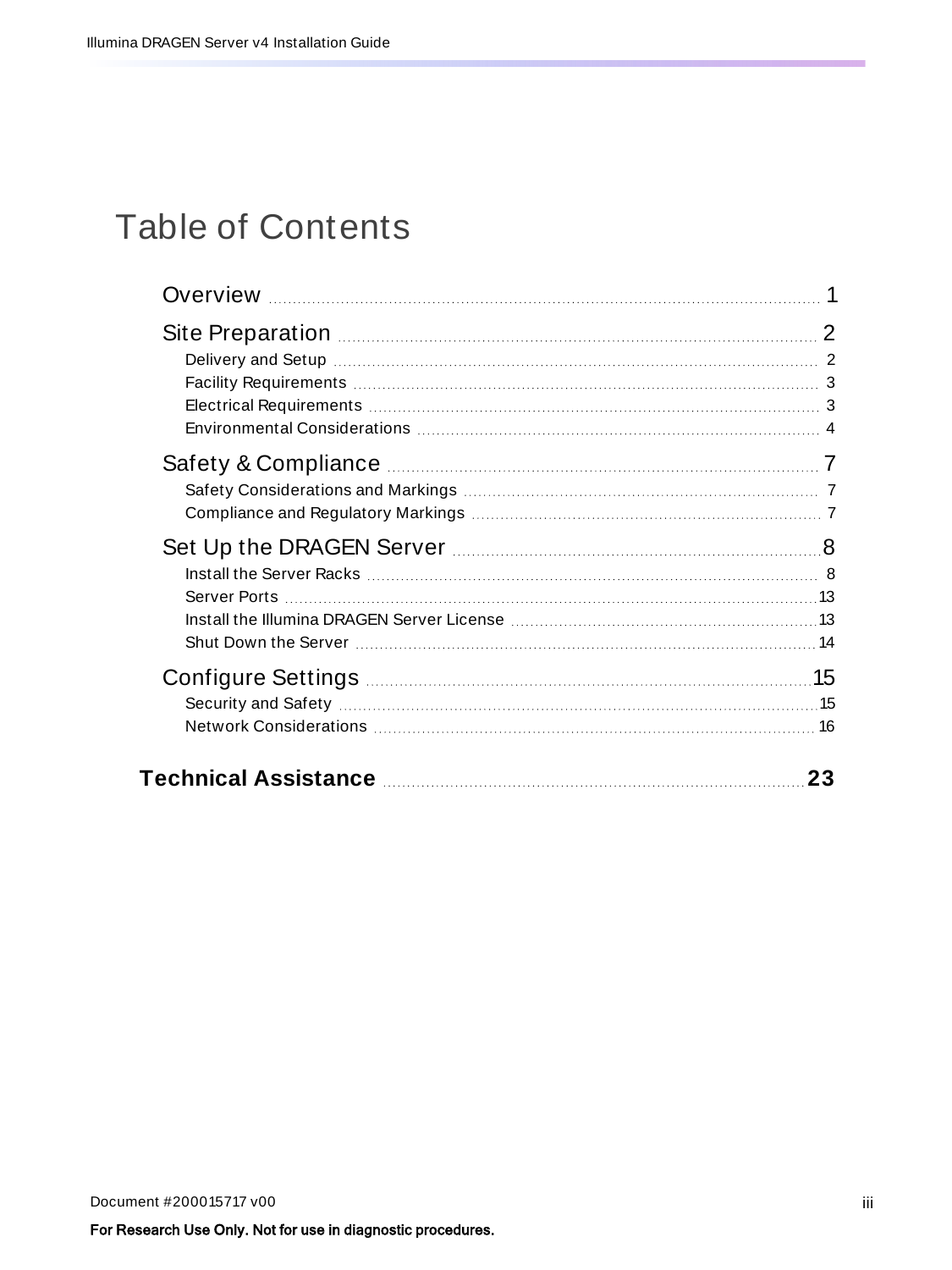# Table of Contents

- Overview 1
- Site Preparation 2
  - Delivery and Setup 2
  - Facility Requirements 3
  - Electrical Requirements 3
  - Environmental Considerations 4
- Safety & Compliance 7
  - Safety Considerations and Markings 7
  - Compliance and Regulatory Markings 7
- Set Up the DRAGEN Server 8
  - Install the Server Racks 8
  - Server Ports 13
  - Install the Illumina DRAGEN Server License 13
  - Shut Down the Server 14
- Configure Settings 15
  - Security and Safety 15
  - Network Considerations 16

**Technical Assistance 23**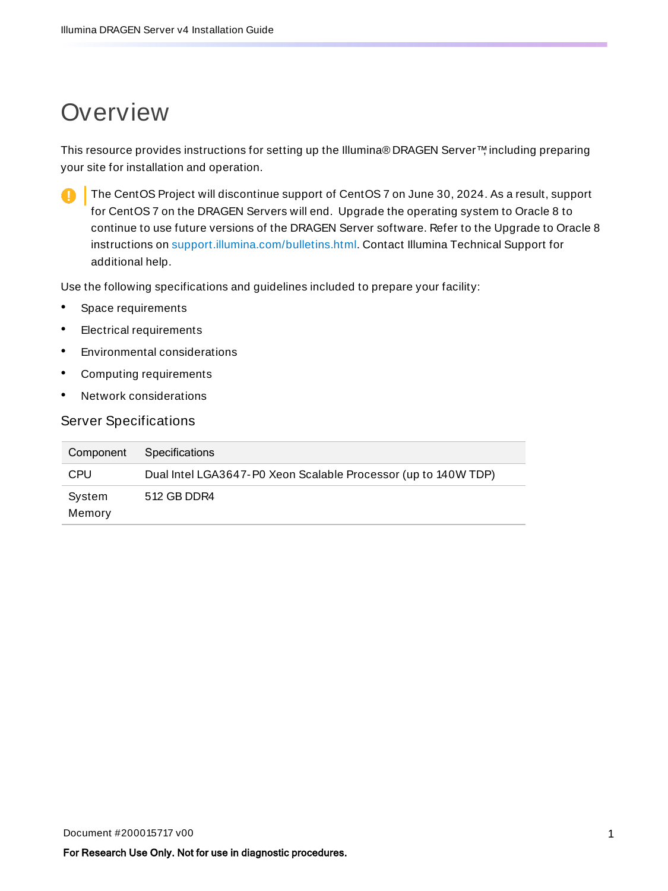# Overview

This resource provides instructions for setting up the Illumina® DRAGEN Server™, including preparing your site for installation and operation.

> The CentOS Project will discontinue support of CentOS 7 on June 30, 2024. As a result, support for CentOS 7 on the DRAGEN Servers will end. Upgrade the operating system to Oracle 8 to continue to use future versions of the DRAGEN Server software. Refer to the Upgrade to Oracle 8 instructions on support.illumina.com/bulletins.html. Contact Illumina Technical Support for additional help.

Use the following specifications and guidelines included to prepare your facility:

- Space requirements
- Electrical requirements
- Environmental considerations
- Computing requirements
- Network considerations

## Server Specifications

| Component | Specifications |
| --- | --- |
| CPU | Dual Intel LGA3647-P0 Xeon Scalable Processor (up to 140W TDP) |
| System Memory | 512 GB DDR4 |

For Research Use Only. Not for use in diagnostic procedures.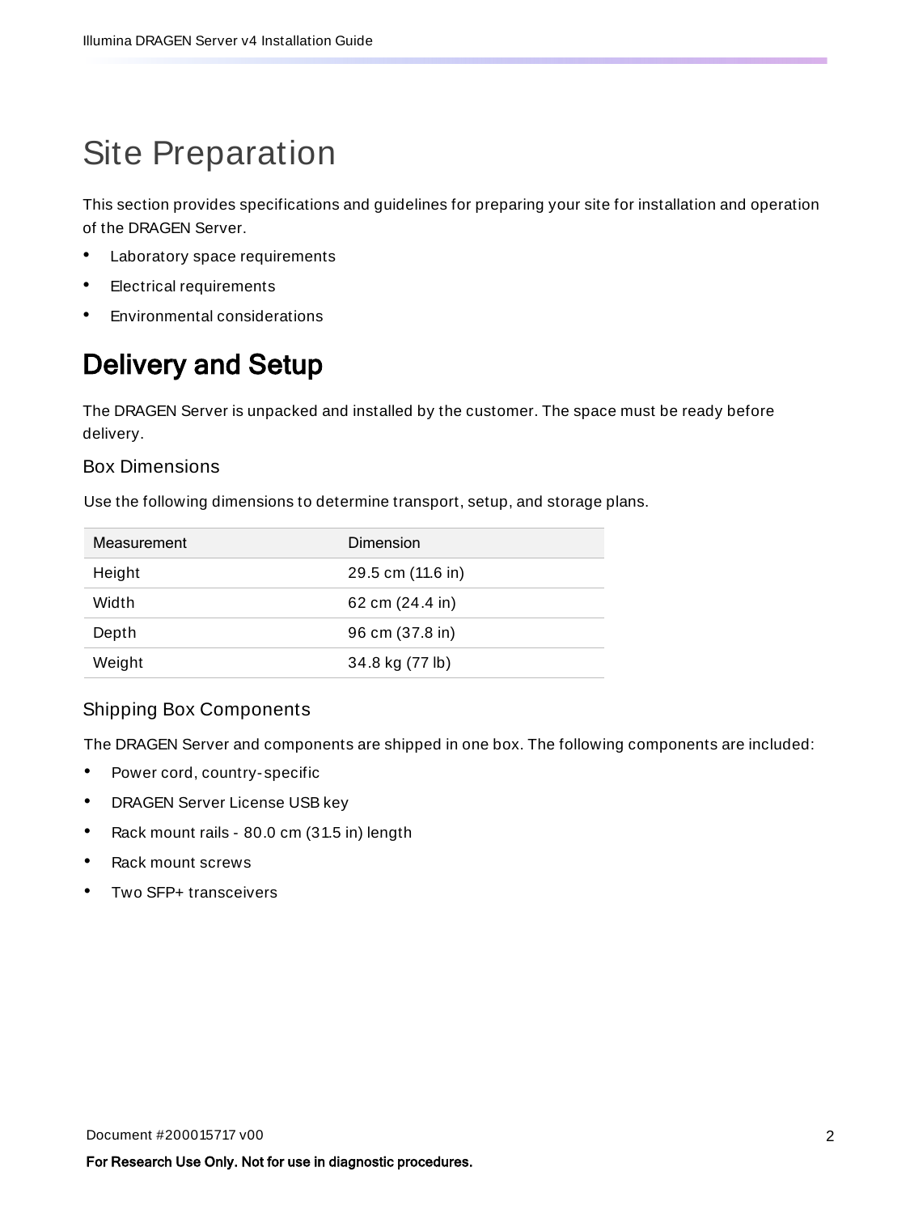# Site Preparation

This section provides specifications and guidelines for preparing your site for installation and operation of the DRAGEN Server.

- Laboratory space requirements
- Electrical requirements
- Environmental considerations

## Delivery and Setup

The DRAGEN Server is unpacked and installed by the customer. The space must be ready before delivery.

### Box Dimensions

Use the following dimensions to determine transport, setup, and storage plans.

| Measurement | Dimension |
|---|---|
| Height | 29.5 cm (11.6 in) |
| Width | 62 cm (24.4 in) |
| Depth | 96 cm (37.8 in) |
| Weight | 34.8 kg (77 lb) |

### Shipping Box Components

The DRAGEN Server and components are shipped in one box. The following components are included:

- Power cord, country-specific
- DRAGEN Server License USB key
- Rack mount rails - 80.0 cm (31.5 in) length
- Rack mount screws
- Two SFP+ transceivers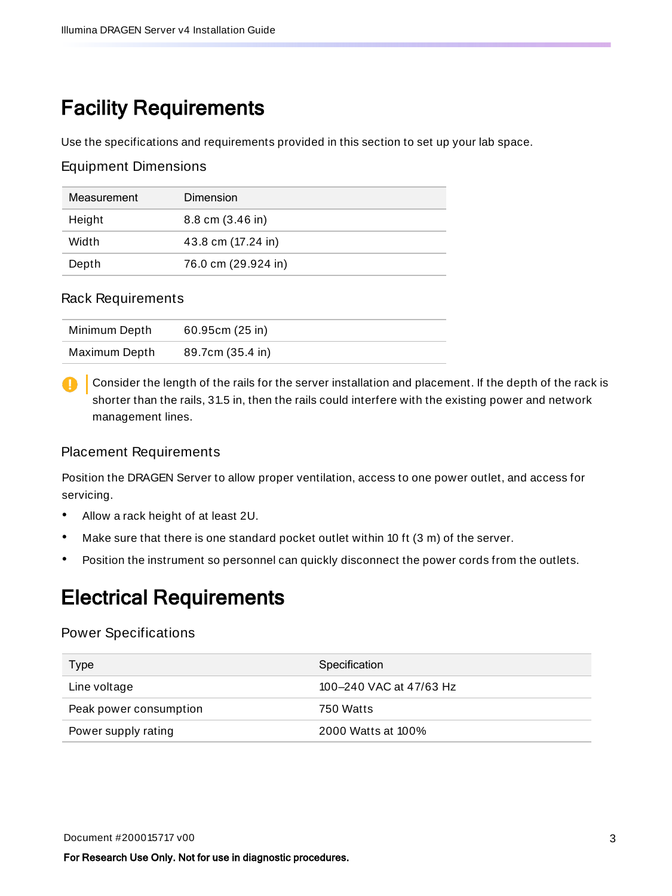# Facility Requirements

Use the specifications and requirements provided in this section to set up your lab space.

## Equipment Dimensions

| Measurement | Dimension |
|---|---|
| Height | 8.8 cm (3.46 in) |
| Width | 43.8 cm (17.24 in) |
| Depth | 76.0 cm (29.924 in) |

## Rack Requirements

| | |
|---|---|
| Minimum Depth | 60.95cm (25 in) |
| Maximum Depth | 89.7cm (35.4 in) |

Consider the length of the rails for the server installation and placement. If the depth of the rack is shorter than the rails, 31.5 in, then the rails could interfere with the existing power and network management lines.

## Placement Requirements

Position the DRAGEN Server to allow proper ventilation, access to one power outlet, and access for servicing.

- Allow a rack height of at least 2U.
- Make sure that there is one standard pocket outlet within 10 ft (3 m) of the server.
- Position the instrument so personnel can quickly disconnect the power cords from the outlets.

# Electrical Requirements

## Power Specifications

| Type | Specification |
|---|---|
| Line voltage | 100–240 VAC at 47/63 Hz |
| Peak power consumption | 750 Watts |
| Power supply rating | 2000 Watts at 100% |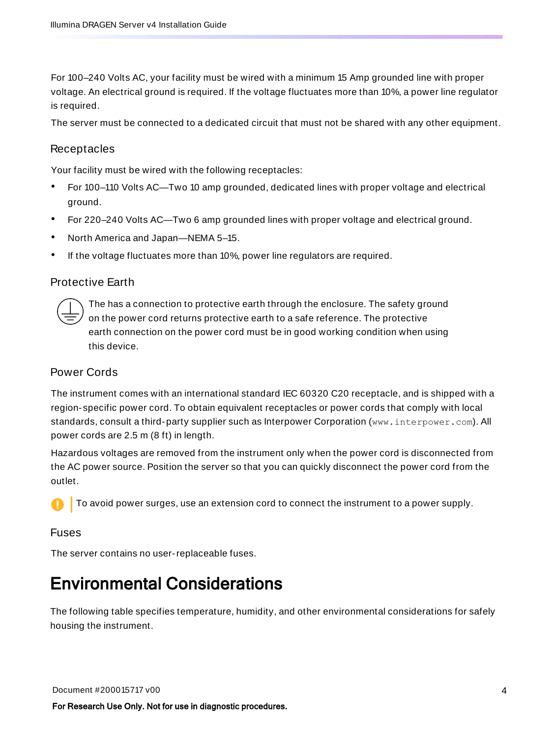For 100–240 Volts AC, your facility must be wired with a minimum 15 Amp grounded line with proper voltage. An electrical ground is required. If the voltage fluctuates more than 10%, a power line regulator is required.

The server must be connected to a dedicated circuit that must not be shared with any other equipment.

### Receptacles

Your facility must be wired with the following receptacles:

- For 100–110 Volts AC—Two 10 amp grounded, dedicated lines with proper voltage and electrical ground.
- For 220–240 Volts AC—Two 6 amp grounded lines with proper voltage and electrical ground.
- North America and Japan—NEMA 5–15.
- If the voltage fluctuates more than 10%, power line regulators are required.

### Protective Earth

The has a connection to protective earth through the enclosure. The safety ground on the power cord returns protective earth to a safe reference. The protective earth connection on the power cord must be in good working condition when using this device.

### Power Cords

The instrument comes with an international standard IEC 60320 C20 receptacle, and is shipped with a region-specific power cord. To obtain equivalent receptacles or power cords that comply with local standards, consult a third-party supplier such as Interpower Corporation (`www.interpower.com`). All power cords are 2.5 m (8 ft) in length.

Hazardous voltages are removed from the instrument only when the power cord is disconnected from the AC power source. Position the server so that you can quickly disconnect the power cord from the outlet.

To avoid power surges, use an extension cord to connect the instrument to a power supply.

### Fuses

The server contains no user-replaceable fuses.

## Environmental Considerations

The following table specifies temperature, humidity, and other environmental considerations for safely housing the instrument.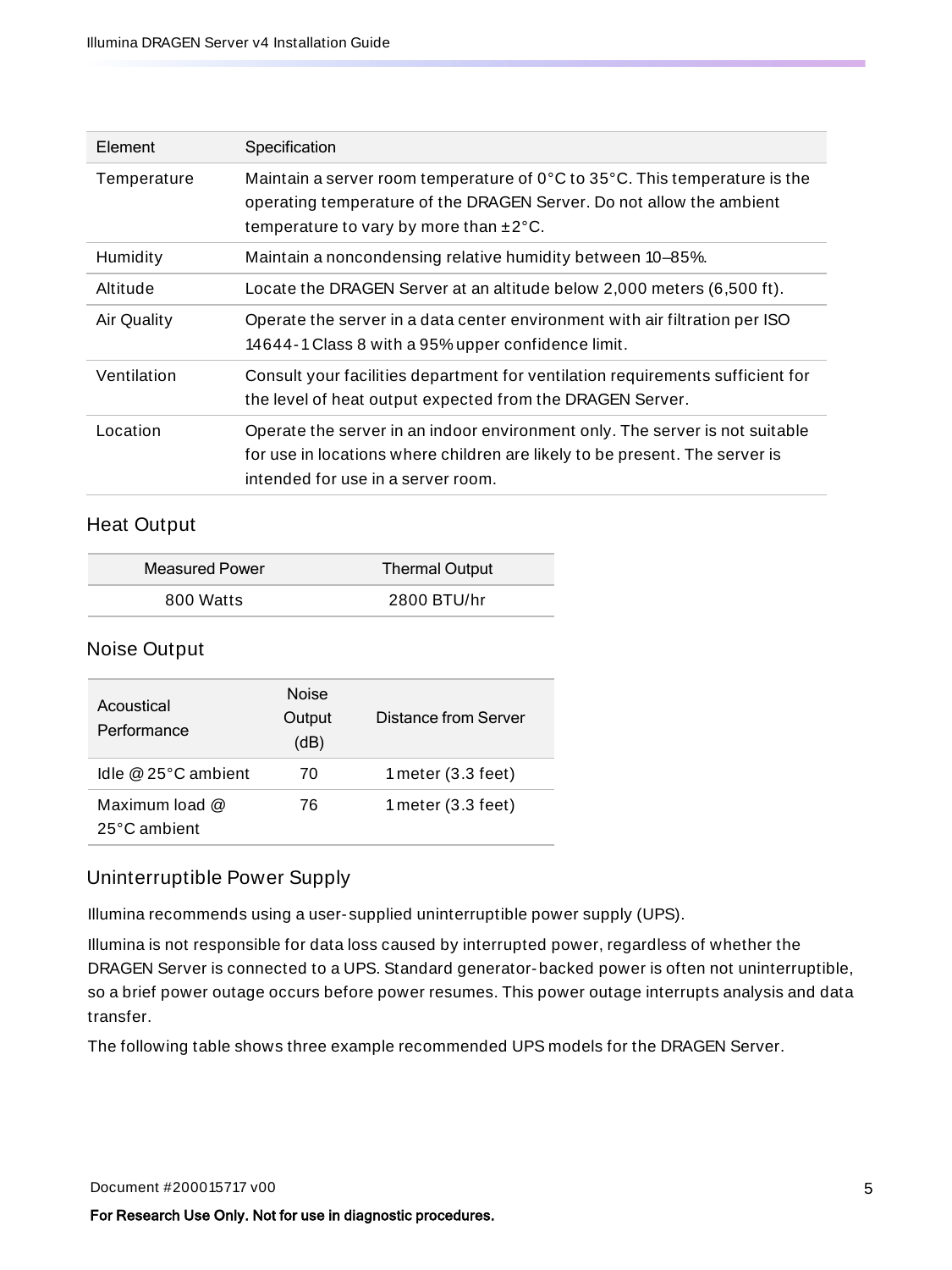| Element | Specification |
|---|---|
| Temperature | Maintain a server room temperature of 0°C to 35°C. This temperature is the operating temperature of the DRAGEN Server. Do not allow the ambient temperature to vary by more than ±2°C. |
| Humidity | Maintain a noncondensing relative humidity between 10–85%. |
| Altitude | Locate the DRAGEN Server at an altitude below 2,000 meters (6,500 ft). |
| Air Quality | Operate the server in a data center environment with air filtration per ISO 14644-1 Class 8 with a 95% upper confidence limit. |
| Ventilation | Consult your facilities department for ventilation requirements sufficient for the level of heat output expected from the DRAGEN Server. |
| Location | Operate the server in an indoor environment only. The server is not suitable for use in locations where children are likely to be present. The server is intended for use in a server room. |

### Heat Output

| Measured Power | Thermal Output |
|---|---|
| 800 Watts | 2800 BTU/hr |

### Noise Output

| Acoustical Performance | Noise Output (dB) | Distance from Server |
|---|---|---|
| Idle @ 25°C ambient | 70 | 1 meter (3.3 feet) |
| Maximum load @ 25°C ambient | 76 | 1 meter (3.3 feet) |

### Uninterruptible Power Supply

Illumina recommends using a user-supplied uninterruptible power supply (UPS).

Illumina is not responsible for data loss caused by interrupted power, regardless of whether the DRAGEN Server is connected to a UPS. Standard generator-backed power is often not uninterruptible, so a brief power outage occurs before power resumes. This power outage interrupts analysis and data transfer.

The following table shows three example recommended UPS models for the DRAGEN Server.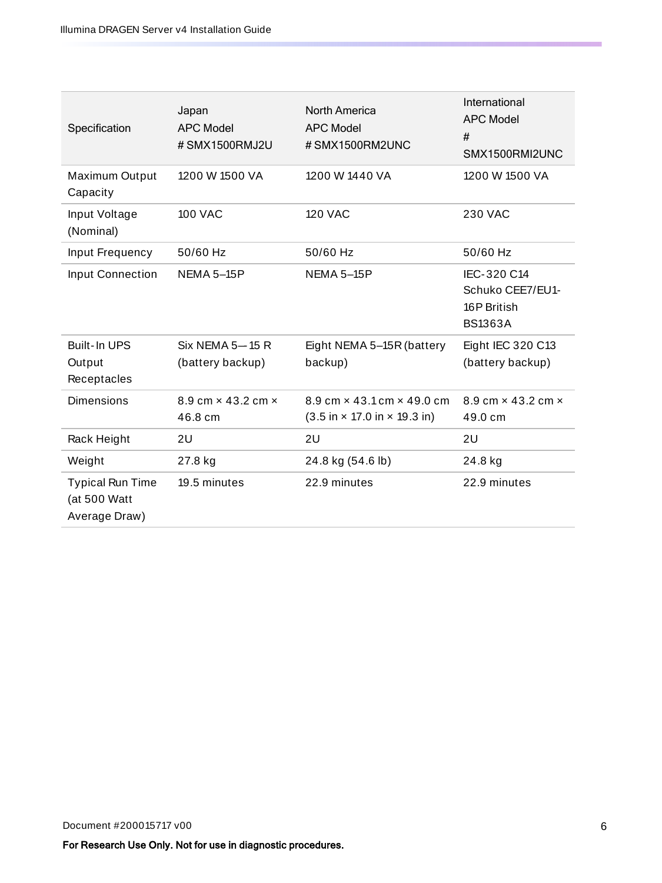| Specification | Japan APC Model # SMX1500RMJ2U | North America APC Model # SMX1500RM2UNC | International APC Model # SMX1500RMI2UNC |
|---|---|---|---|
| Maximum Output Capacity | 1200 W 1500 VA | 1200 W 1440 VA | 1200 W 1500 VA |
| Input Voltage (Nominal) | 100 VAC | 120 VAC | 230 VAC |
| Input Frequency | 50/60 Hz | 50/60 Hz | 50/60 Hz |
| Input Connection | NEMA 5–15P | NEMA 5–15P | IEC-320 C14 Schuko CEE7/EU1-16P British BS1363A |
| Built-In UPS Output Receptacles | Six NEMA 5—15 R (battery backup) | Eight NEMA 5–15R (battery backup) | Eight IEC 320 C13 (battery backup) |
| Dimensions | 8.9 cm × 43.2 cm × 46.8 cm | 8.9 cm × 43.1 cm × 49.0 cm (3.5 in × 17.0 in × 19.3 in) | 8.9 cm × 43.2 cm × 49.0 cm |
| Rack Height | 2U | 2U | 2U |
| Weight | 27.8 kg | 24.8 kg (54.6 lb) | 24.8 kg |
| Typical Run Time (at 500 Watt Average Draw) | 19.5 minutes | 22.9 minutes | 22.9 minutes |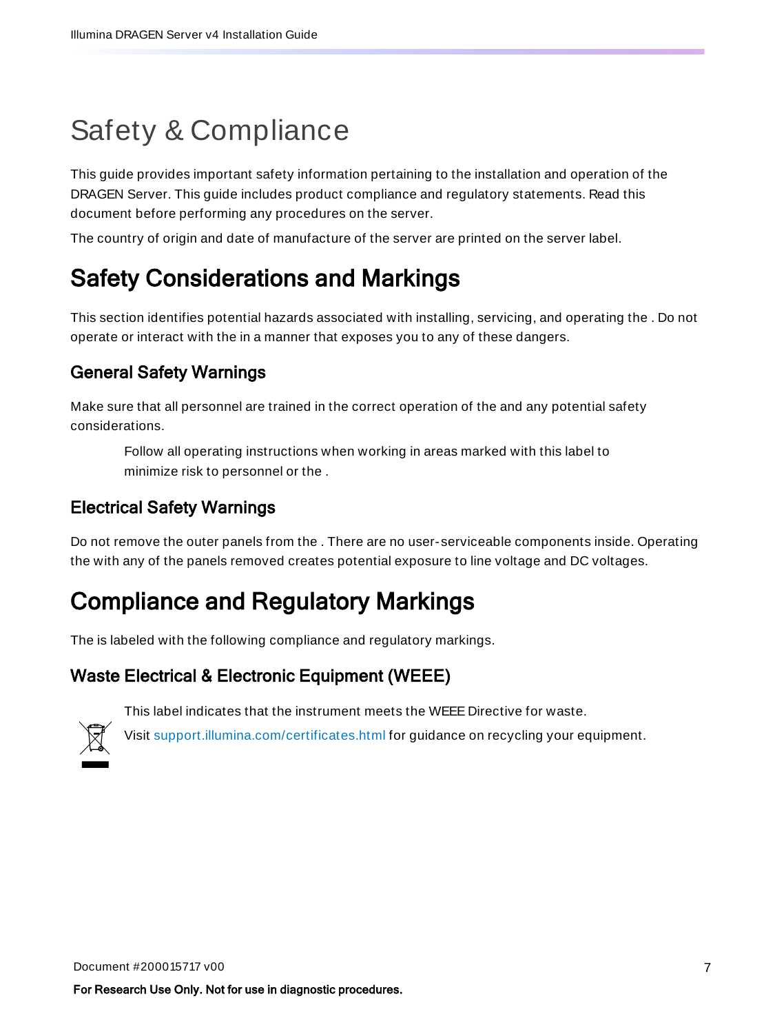# Safety & Compliance

This guide provides important safety information pertaining to the installation and operation of the DRAGEN Server. This guide includes product compliance and regulatory statements. Read this document before performing any procedures on the server.

The country of origin and date of manufacture of the server are printed on the server label.

## Safety Considerations and Markings

This section identifies potential hazards associated with installing, servicing, and operating the . Do not operate or interact with the in a manner that exposes you to any of these dangers.

### General Safety Warnings

Make sure that all personnel are trained in the correct operation of the and any potential safety considerations.

Follow all operating instructions when working in areas marked with this label to minimize risk to personnel or the .

### Electrical Safety Warnings

Do not remove the outer panels from the . There are no user-serviceable components inside. Operating the with any of the panels removed creates potential exposure to line voltage and DC voltages.

## Compliance and Regulatory Markings

The is labeled with the following compliance and regulatory markings.

### Waste Electrical & Electronic Equipment (WEEE)

This label indicates that the instrument meets the WEEE Directive for waste.

Visit support.illumina.com/certificates.html for guidance on recycling your equipment.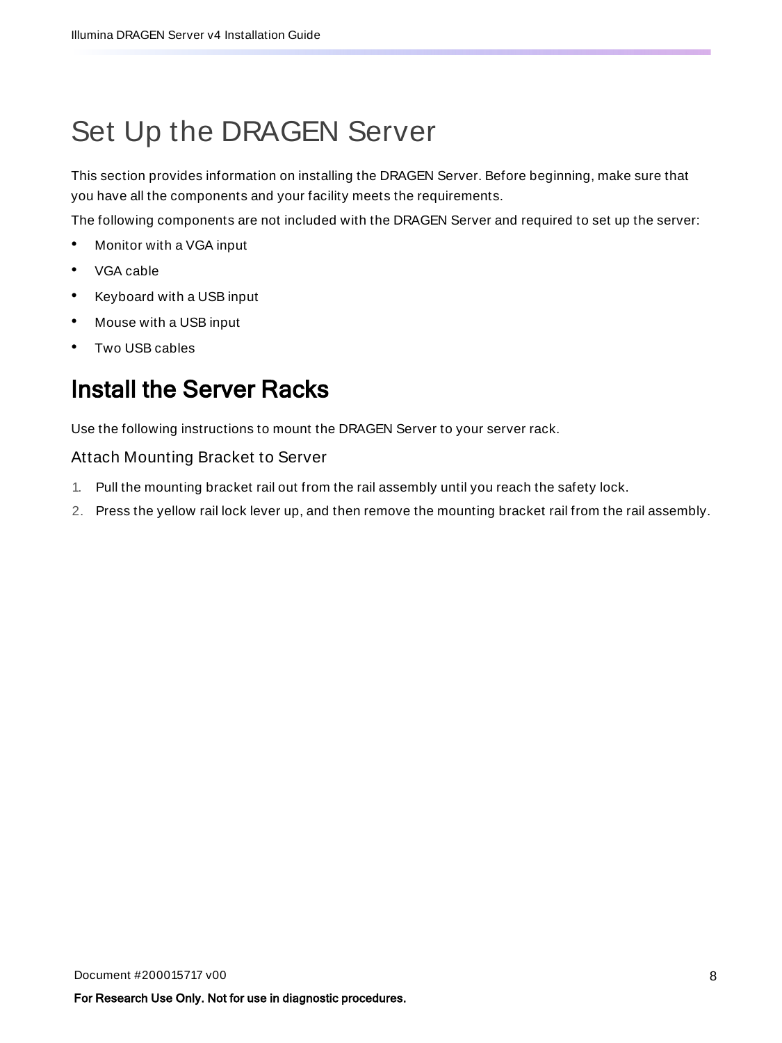# Set Up the DRAGEN Server

This section provides information on installing the DRAGEN Server. Before beginning, make sure that you have all the components and your facility meets the requirements.

The following components are not included with the DRAGEN Server and required to set up the server:

- Monitor with a VGA input
- VGA cable
- Keyboard with a USB input
- Mouse with a USB input
- Two USB cables

## Install the Server Racks

Use the following instructions to mount the DRAGEN Server to your server rack.

### Attach Mounting Bracket to Server

1. Pull the mounting bracket rail out from the rail assembly until you reach the safety lock.
2. Press the yellow rail lock lever up, and then remove the mounting bracket rail from the rail assembly.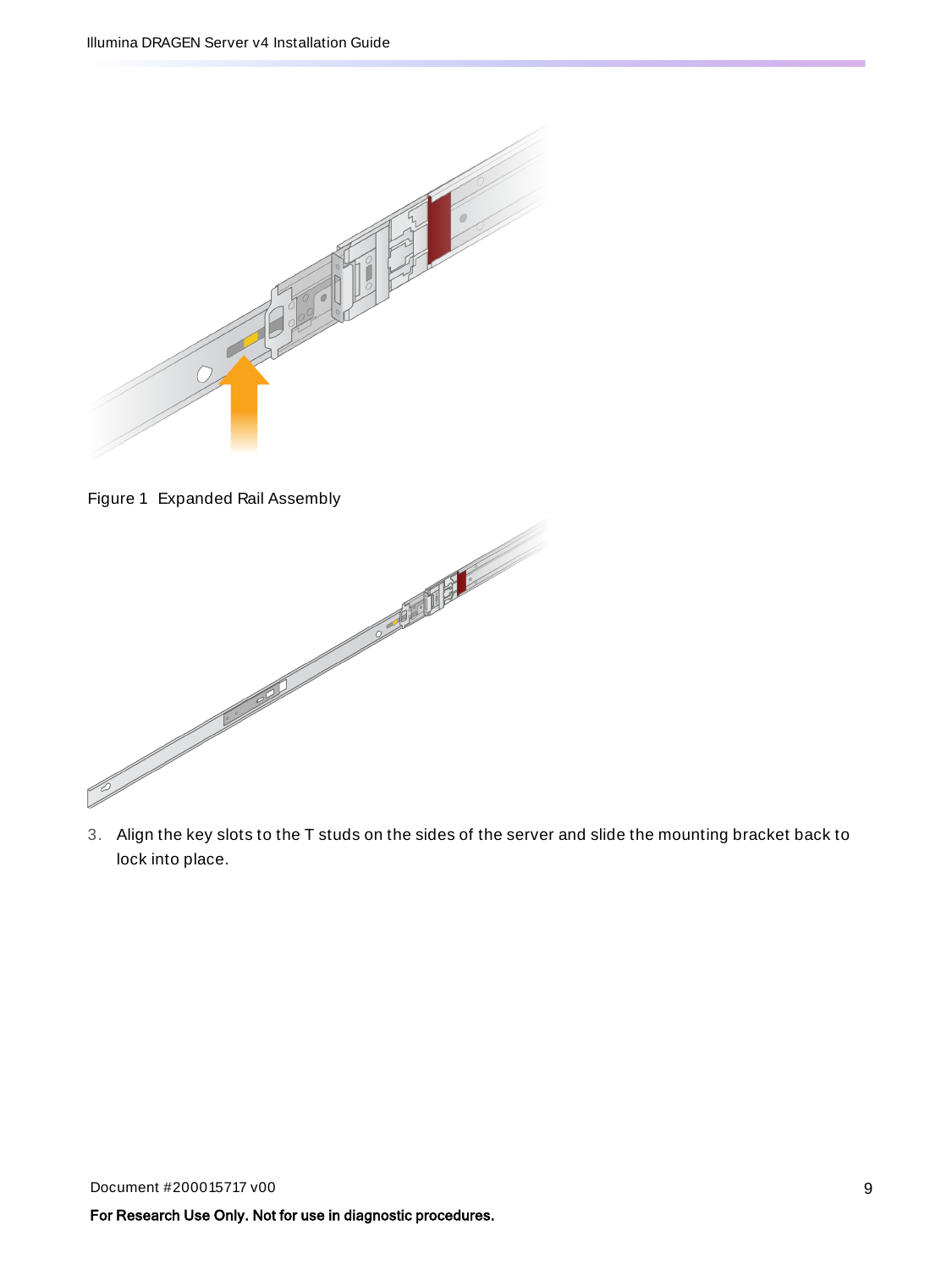Figure 1 Expanded Rail Assembly

3. Align the key slots to the T studs on the sides of the server and slide the mounting bracket back to lock into place.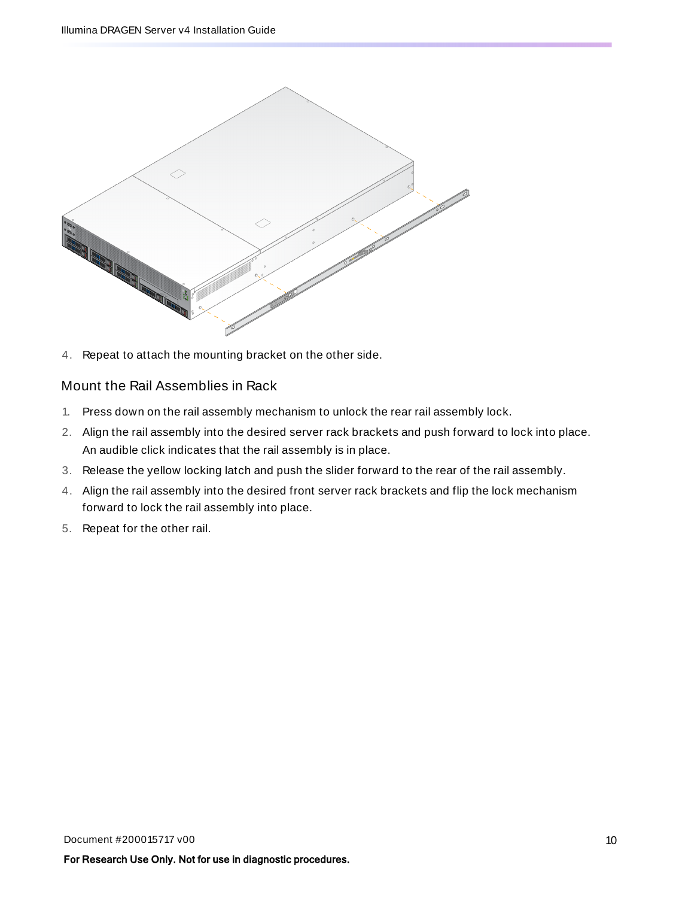4. Repeat to attach the mounting bracket on the other side.

## Mount the Rail Assemblies in Rack

1. Press down on the rail assembly mechanism to unlock the rear rail assembly lock.
2. Align the rail assembly into the desired server rack brackets and push forward to lock into place. An audible click indicates that the rail assembly is in place.
3. Release the yellow locking latch and push the slider forward to the rear of the rail assembly.
4. Align the rail assembly into the desired front server rack brackets and flip the lock mechanism forward to lock the rail assembly into place.
5. Repeat for the other rail.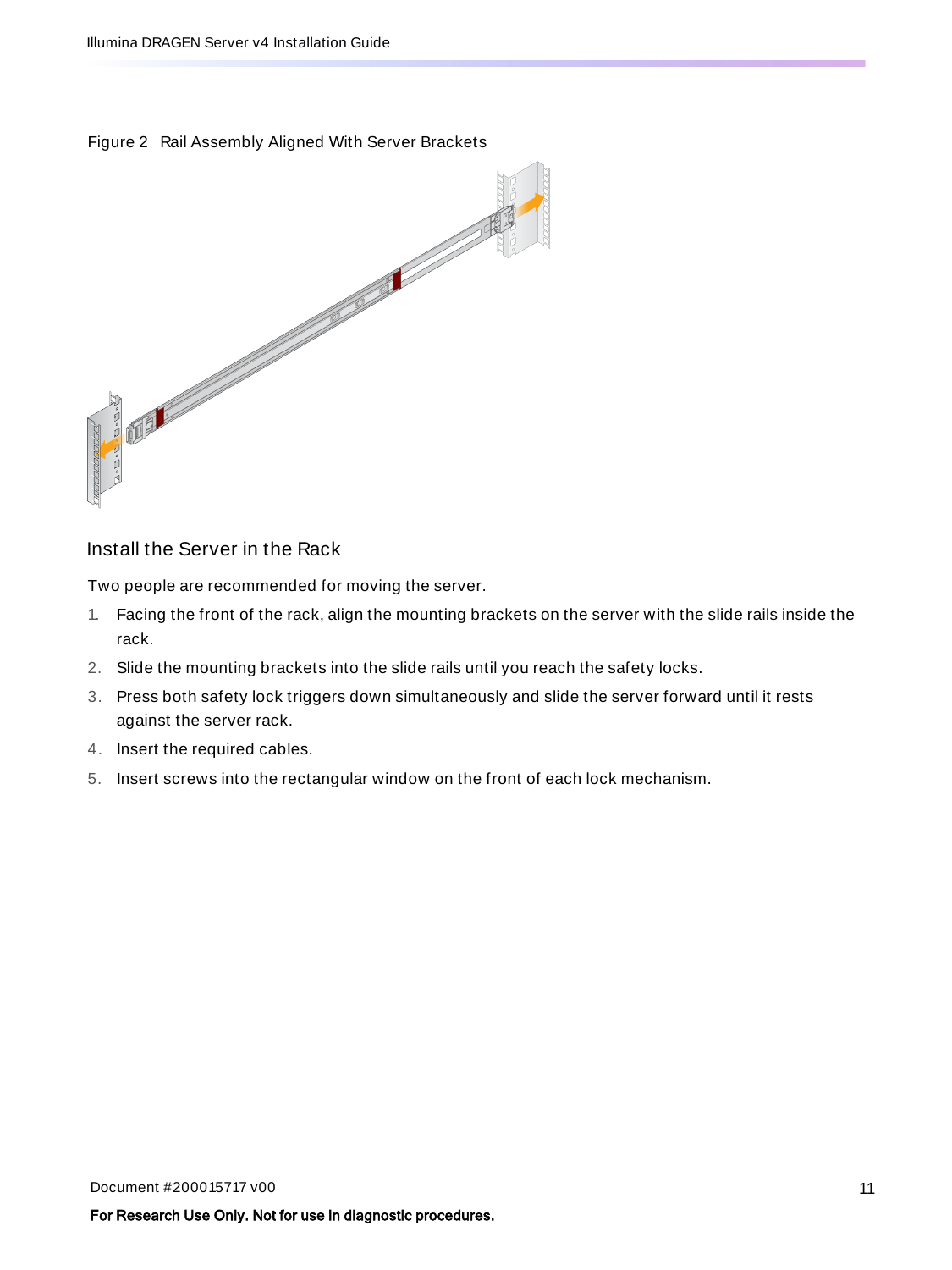Figure 2 Rail Assembly Aligned With Server Brackets

## Install the Server in the Rack

Two people are recommended for moving the server.

1. Facing the front of the rack, align the mounting brackets on the server with the slide rails inside the rack.
2. Slide the mounting brackets into the slide rails until you reach the safety locks.
3. Press both safety lock triggers down simultaneously and slide the server forward until it rests against the server rack.
4. Insert the required cables.
5. Insert screws into the rectangular window on the front of each lock mechanism.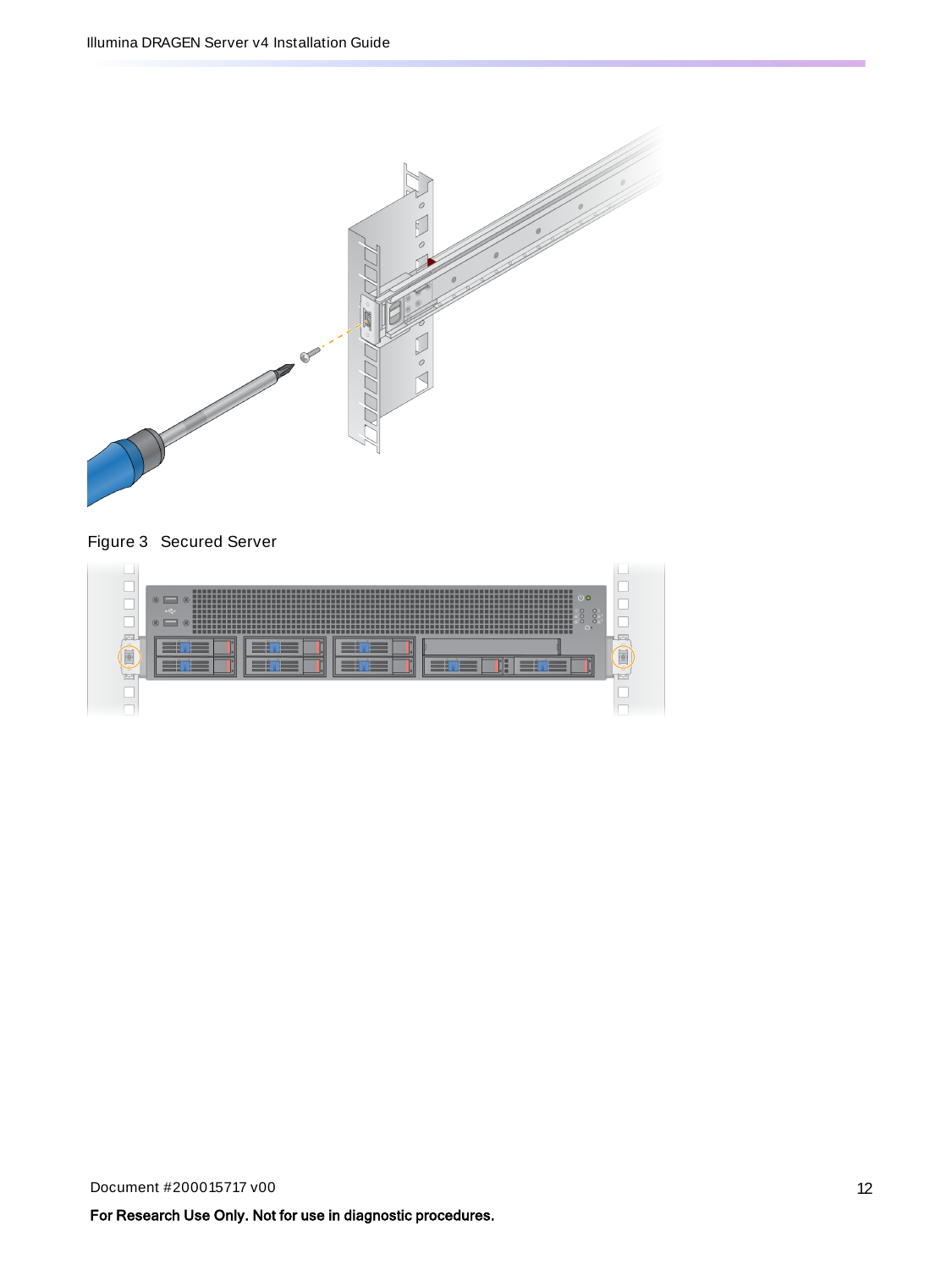Figure 3 Secured Server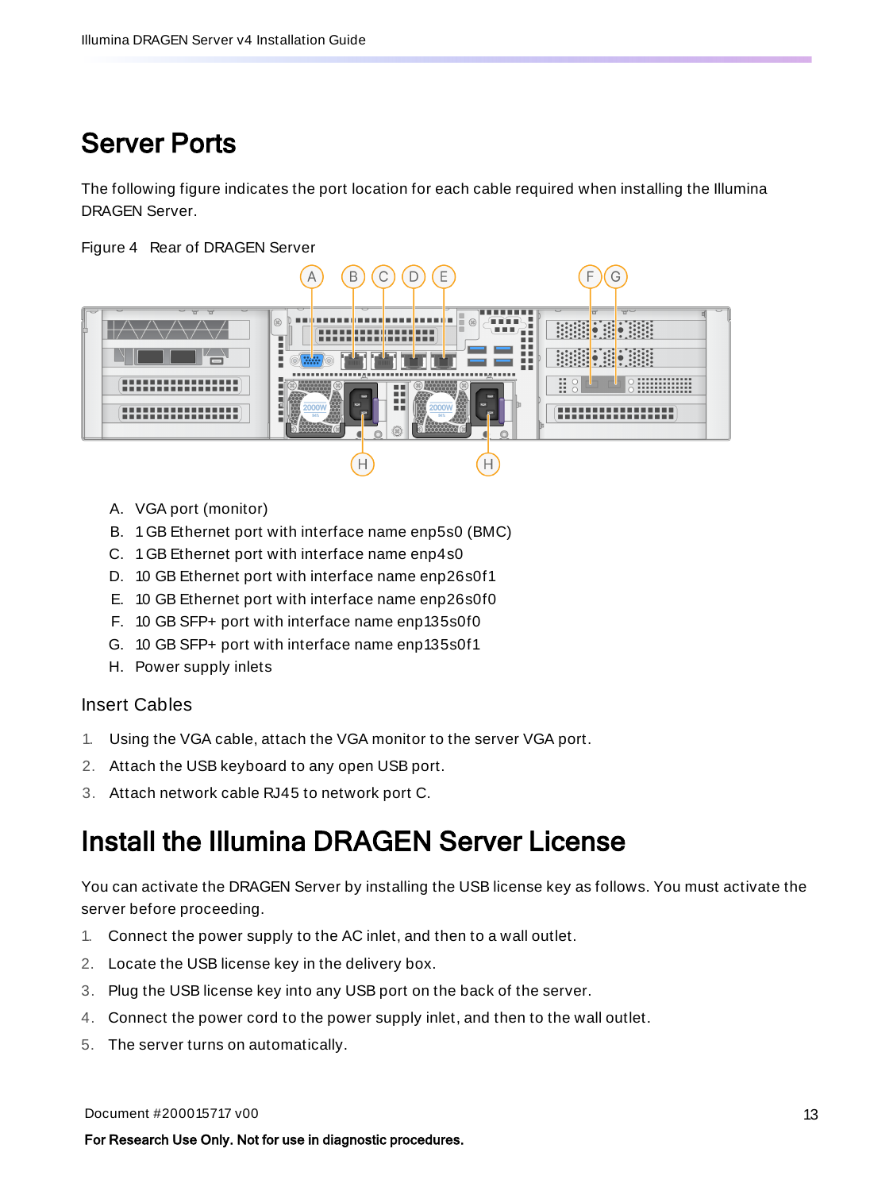# Server Ports

The following figure indicates the port location for each cable required when installing the Illumina DRAGEN Server.

Figure 4 Rear of DRAGEN Server

A. VGA port (monitor)
B. 1 GB Ethernet port with interface name enp5s0 (BMC)
C. 1 GB Ethernet port with interface name enp4s0
D. 10 GB Ethernet port with interface name enp26s0f1
E. 10 GB Ethernet port with interface name enp26s0f0
F. 10 GB SFP+ port with interface name enp135s0f0
G. 10 GB SFP+ port with interface name enp135s0f1
H. Power supply inlets

## Insert Cables

1. Using the VGA cable, attach the VGA monitor to the server VGA port.
2. Attach the USB keyboard to any open USB port.
3. Attach network cable RJ45 to network port C.

# Install the Illumina DRAGEN Server License

You can activate the DRAGEN Server by installing the USB license key as follows. You must activate the server before proceeding.

1. Connect the power supply to the AC inlet, and then to a wall outlet.
2. Locate the USB license key in the delivery box.
3. Plug the USB license key into any USB port on the back of the server.
4. Connect the power cord to the power supply inlet, and then to the wall outlet.
5. The server turns on automatically.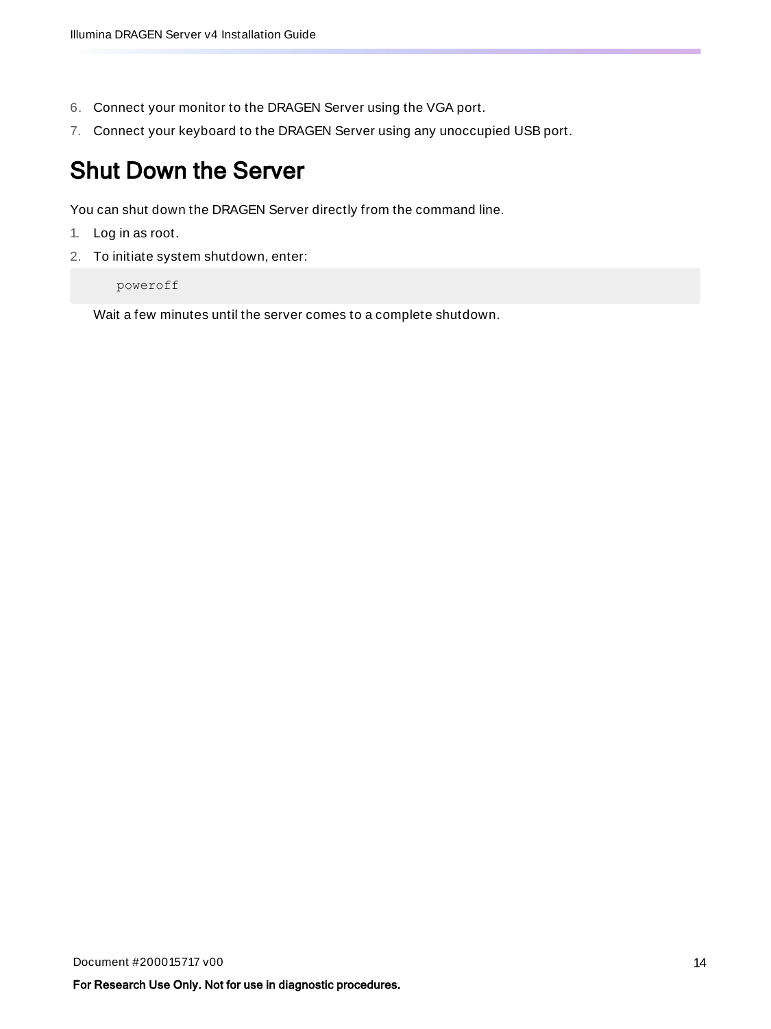6. Connect your monitor to the DRAGEN Server using the VGA port.
7. Connect your keyboard to the DRAGEN Server using any unoccupied USB port.

## Shut Down the Server

You can shut down the DRAGEN Server directly from the command line.

1. Log in as root.
2. To initiate system shutdown, enter:

```
poweroff
```

   Wait a few minutes until the server comes to a complete shutdown.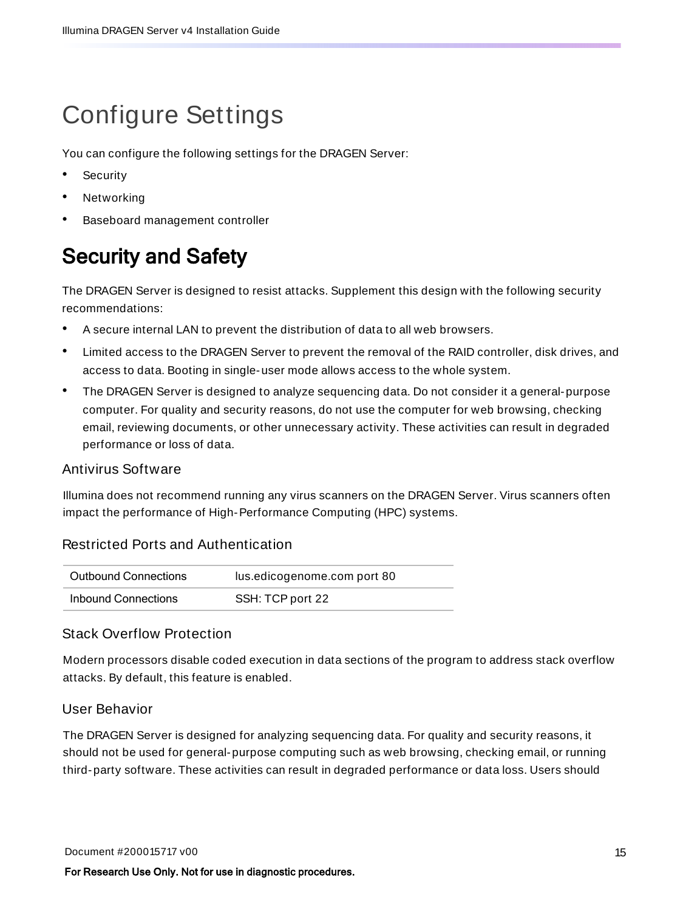# Configure Settings

You can configure the following settings for the DRAGEN Server:

- Security
- Networking
- Baseboard management controller

## Security and Safety

The DRAGEN Server is designed to resist attacks. Supplement this design with the following security recommendations:

- A secure internal LAN to prevent the distribution of data to all web browsers.
- Limited access to the DRAGEN Server to prevent the removal of the RAID controller, disk drives, and access to data. Booting in single-user mode allows access to the whole system.
- The DRAGEN Server is designed to analyze sequencing data. Do not consider it a general-purpose computer. For quality and security reasons, do not use the computer for web browsing, checking email, reviewing documents, or other unnecessary activity. These activities can result in degraded performance or loss of data.

### Antivirus Software

Illumina does not recommend running any virus scanners on the DRAGEN Server. Virus scanners often impact the performance of High-Performance Computing (HPC) systems.

### Restricted Ports and Authentication

| | |
|---|---|
| Outbound Connections | lus.edicogenome.com port 80 |
| Inbound Connections | SSH: TCP port 22 |

### Stack Overflow Protection

Modern processors disable coded execution in data sections of the program to address stack overflow attacks. By default, this feature is enabled.

### User Behavior

The DRAGEN Server is designed for analyzing sequencing data. For quality and security reasons, it should not be used for general-purpose computing such as web browsing, checking email, or running third-party software. These activities can result in degraded performance or data loss. Users should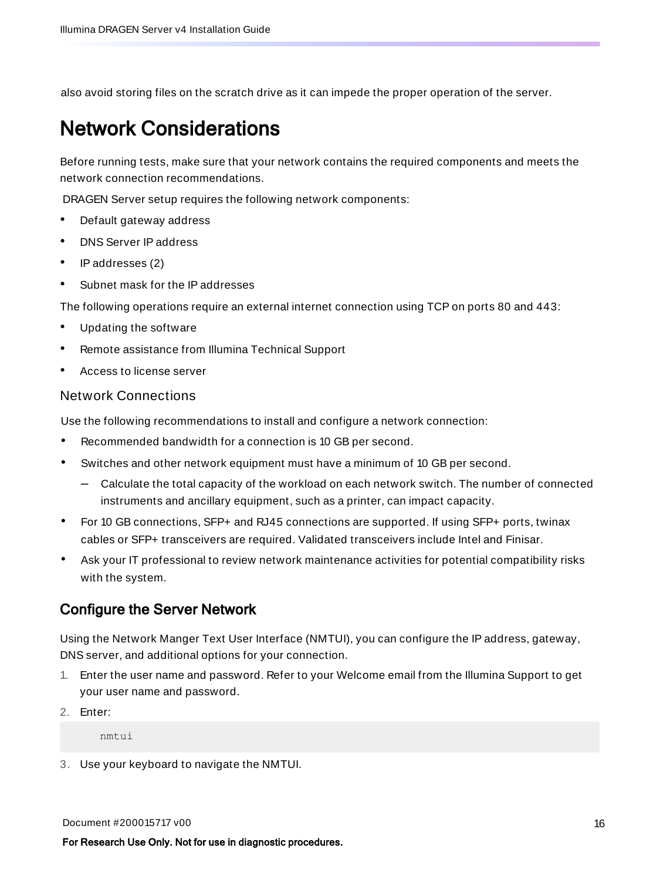also avoid storing files on the scratch drive as it can impede the proper operation of the server.

# Network Considerations

Before running tests, make sure that your network contains the required components and meets the network connection recommendations.

DRAGEN Server setup requires the following network components:

- Default gateway address
- DNS Server IP address
- IP addresses (2)
- Subnet mask for the IP addresses

The following operations require an external internet connection using TCP on ports 80 and 443:

- Updating the software
- Remote assistance from Illumina Technical Support
- Access to license server

### Network Connections

Use the following recommendations to install and configure a network connection:

- Recommended bandwidth for a connection is 10 GB per second.
- Switches and other network equipment must have a minimum of 10 GB per second.
  - Calculate the total capacity of the workload on each network switch. The number of connected instruments and ancillary equipment, such as a printer, can impact capacity.
- For 10 GB connections, SFP+ and RJ45 connections are supported. If using SFP+ ports, twinax cables or SFP+ transceivers are required. Validated transceivers include Intel and Finisar.
- Ask your IT professional to review network maintenance activities for potential compatibility risks with the system.

## Configure the Server Network

Using the Network Manger Text User Interface (NMTUI), you can configure the IP address, gateway, DNS server, and additional options for your connection.

1. Enter the user name and password. Refer to your Welcome email from the Illumina Support to get your user name and password.
2. Enter:

```
nmtui
```

3. Use your keyboard to navigate the NMTUI.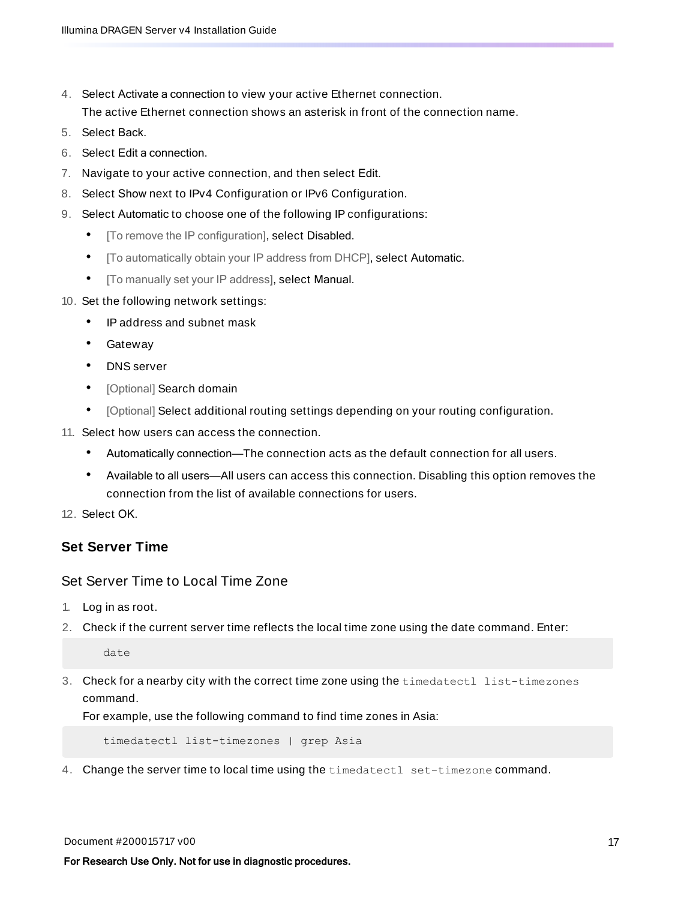4. Select Activate a connection to view your active Ethernet connection.
   The active Ethernet connection shows an asterisk in front of the connection name.
5. Select Back.
6. Select Edit a connection.
7. Navigate to your active connection, and then select Edit.
8. Select Show next to IPv4 Configuration or IPv6 Configuration.
9. Select Automatic to choose one of the following IP configurations:
   - [To remove the IP configuration], select Disabled.
   - [To automatically obtain your IP address from DHCP], select Automatic.
   - [To manually set your IP address], select Manual.
10. Set the following network settings:
    - IP address and subnet mask
    - Gateway
    - DNS server
    - [Optional] Search domain
    - [Optional] Select additional routing settings depending on your routing configuration.
11. Select how users can access the connection.
    - Automatically connection—The connection acts as the default connection for all users.
    - Available to all users—All users can access this connection. Disabling this option removes the connection from the list of available connections for users.
12. Select OK.

## Set Server Time

### Set Server Time to Local Time Zone

1. Log in as root.
2. Check if the current server time reflects the local time zone using the date command. Enter:

```
date
```

3. Check for a nearby city with the correct time zone using the `timedatectl list-timezones` command.
   For example, use the following command to find time zones in Asia:

```
timedatectl list-timezones | grep Asia
```

4. Change the server time to local time using the `timedatectl set-timezone` command.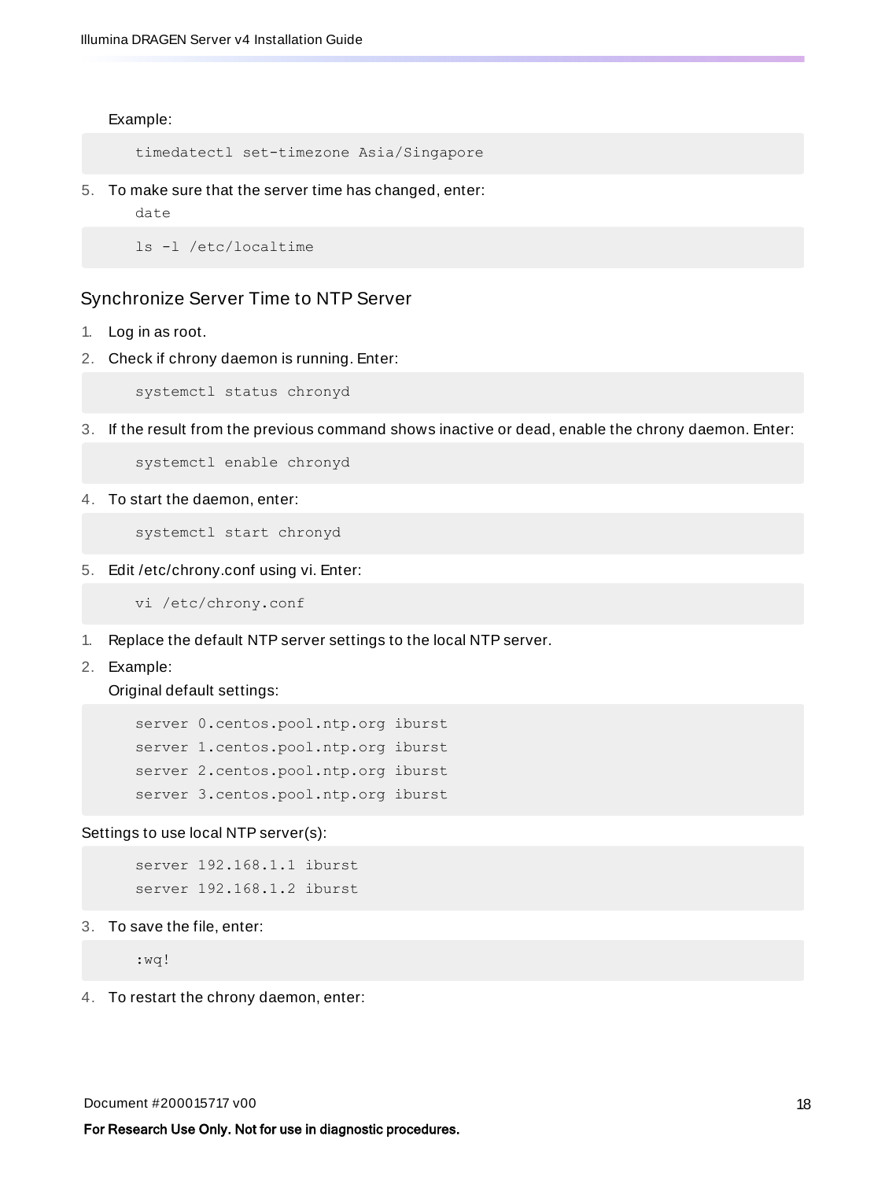Example:

```
timedatectl set-timezone Asia/Singapore
```

5. To make sure that the server time has changed, enter:

   date

```
ls -l /etc/localtime
```

## Synchronize Server Time to NTP Server

1. Log in as root.
2. Check if chrony daemon is running. Enter:

```
systemctl status chronyd
```

3. If the result from the previous command shows inactive or dead, enable the chrony daemon. Enter:

```
systemctl enable chronyd
```

4. To start the daemon, enter:

```
systemctl start chronyd
```

5. Edit /etc/chrony.conf using vi. Enter:

```
vi /etc/chrony.conf
```

1. Replace the default NTP server settings to the local NTP server.
2. Example:

   Original default settings:

```
server 0.centos.pool.ntp.org iburst
server 1.centos.pool.ntp.org iburst
server 2.centos.pool.ntp.org iburst
server 3.centos.pool.ntp.org iburst
```

Settings to use local NTP server(s):

```
server 192.168.1.1 iburst
server 192.168.1.2 iburst
```

3. To save the file, enter:

```
:wq!
```

4. To restart the chrony daemon, enter: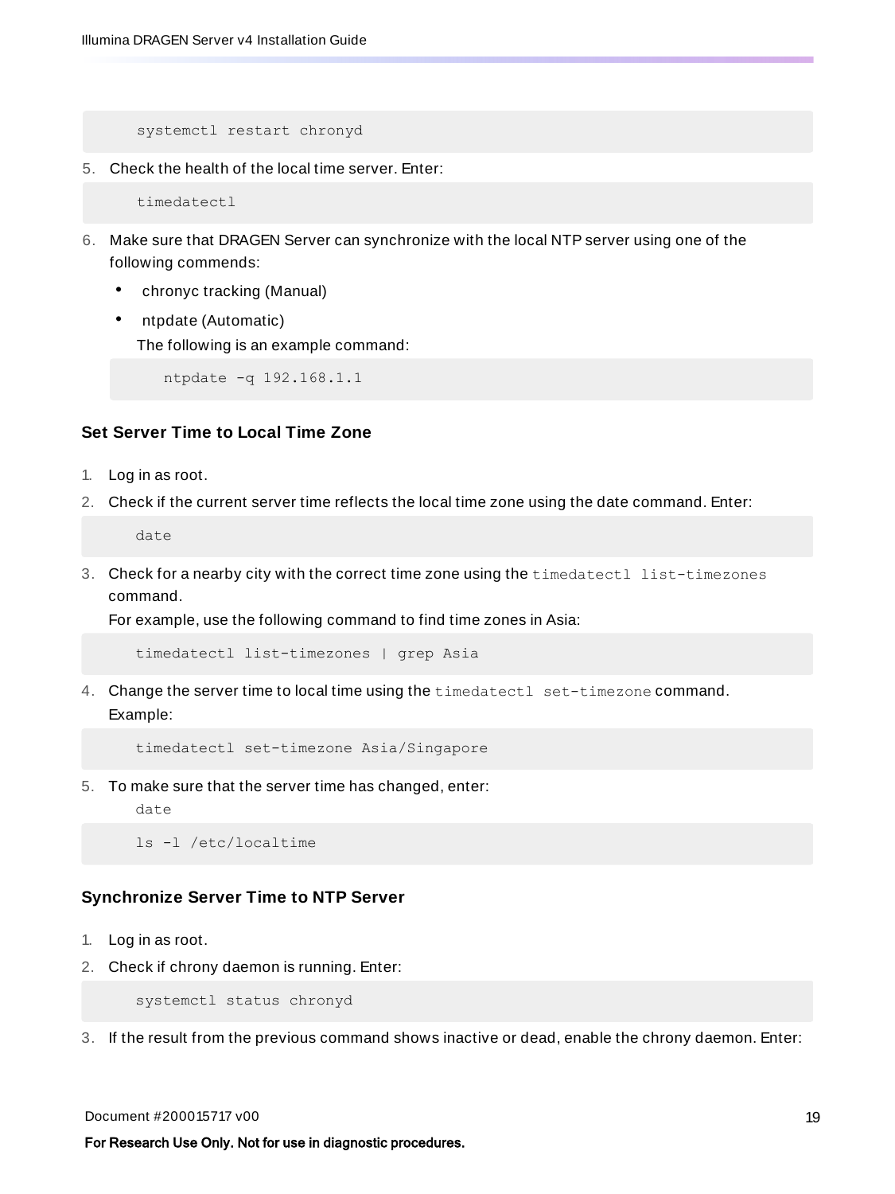```
systemctl restart chronyd
```

5. Check the health of the local time server. Enter:

```
timedatectl
```

6. Make sure that DRAGEN Server can synchronize with the local NTP server using one of the following commends:
   - chronyc tracking (Manual)
   - ntpdate (Automatic)

     The following is an example command:

     ```
     ntpdate -q 192.168.1.1
     ```

### Set Server Time to Local Time Zone

1. Log in as root.
2. Check if the current server time reflects the local time zone using the date command. Enter:

```
date
```

3. Check for a nearby city with the correct time zone using the `timedatectl list-timezones` command.

   For example, use the following command to find time zones in Asia:

```
timedatectl list-timezones | grep Asia
```

4. Change the server time to local time using the `timedatectl set-timezone` command.

   Example:

```
timedatectl set-timezone Asia/Singapore
```

5. To make sure that the server time has changed, enter:

   date

```
ls -l /etc/localtime
```

### Synchronize Server Time to NTP Server

1. Log in as root.
2. Check if chrony daemon is running. Enter:

```
systemctl status chronyd
```

3. If the result from the previous command shows inactive or dead, enable the chrony daemon. Enter:

Document #200015717 v00

**For Research Use Only. Not for use in diagnostic procedures.**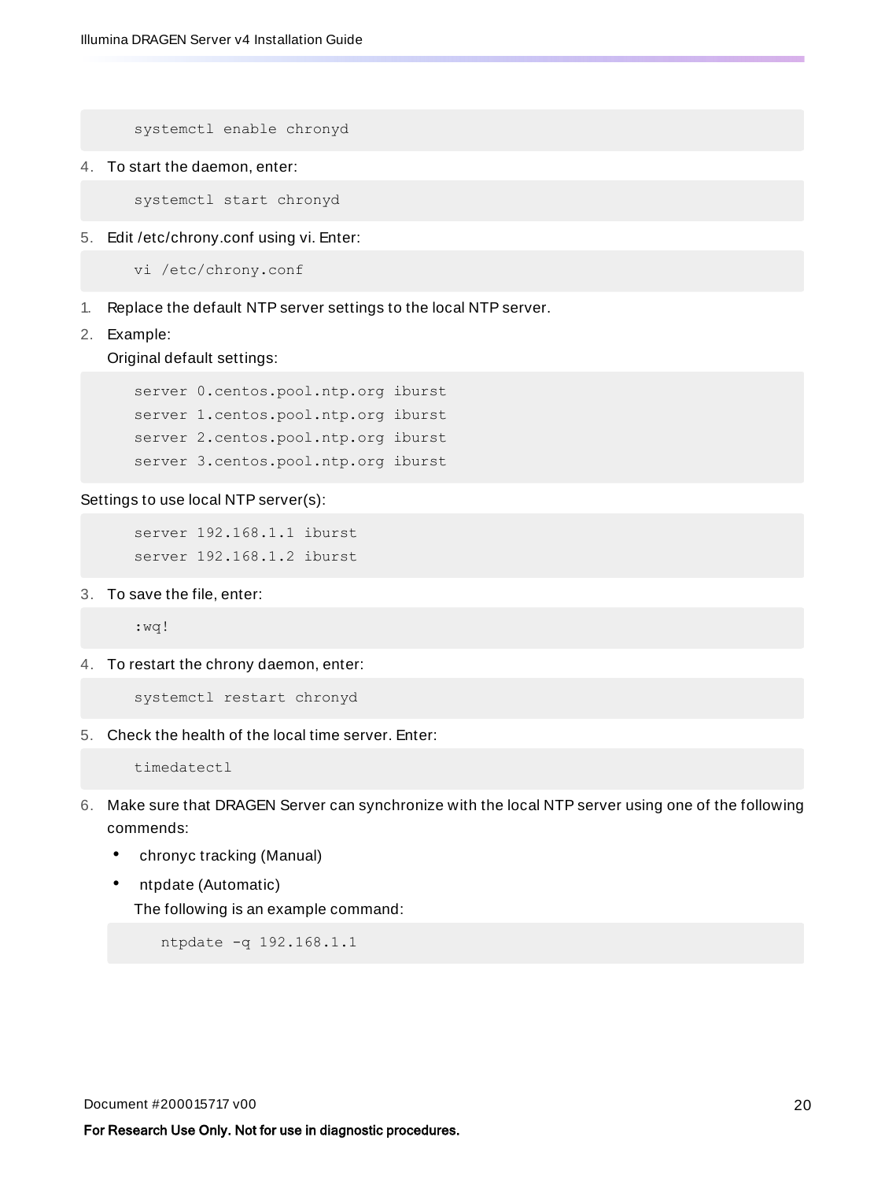```
systemctl enable chronyd
```

4. To start the daemon, enter:

```
systemctl start chronyd
```

5. Edit /etc/chrony.conf using vi. Enter:

```
vi /etc/chrony.conf
```

1. Replace the default NTP server settings to the local NTP server.
2. Example:

   Original default settings:

```
server 0.centos.pool.ntp.org iburst
server 1.centos.pool.ntp.org iburst
server 2.centos.pool.ntp.org iburst
server 3.centos.pool.ntp.org iburst
```

Settings to use local NTP server(s):

```
server 192.168.1.1 iburst
server 192.168.1.2 iburst
```

3. To save the file, enter:

```
:wq!
```

4. To restart the chrony daemon, enter:

```
systemctl restart chronyd
```

5. Check the health of the local time server. Enter:

```
timedatectl
```

6. Make sure that DRAGEN Server can synchronize with the local NTP server using one of the following commends:
   - chronyc tracking (Manual)
   - ntpdate (Automatic)

     The following is an example command:

     ```
     ntpdate -q 192.168.1.1
     ```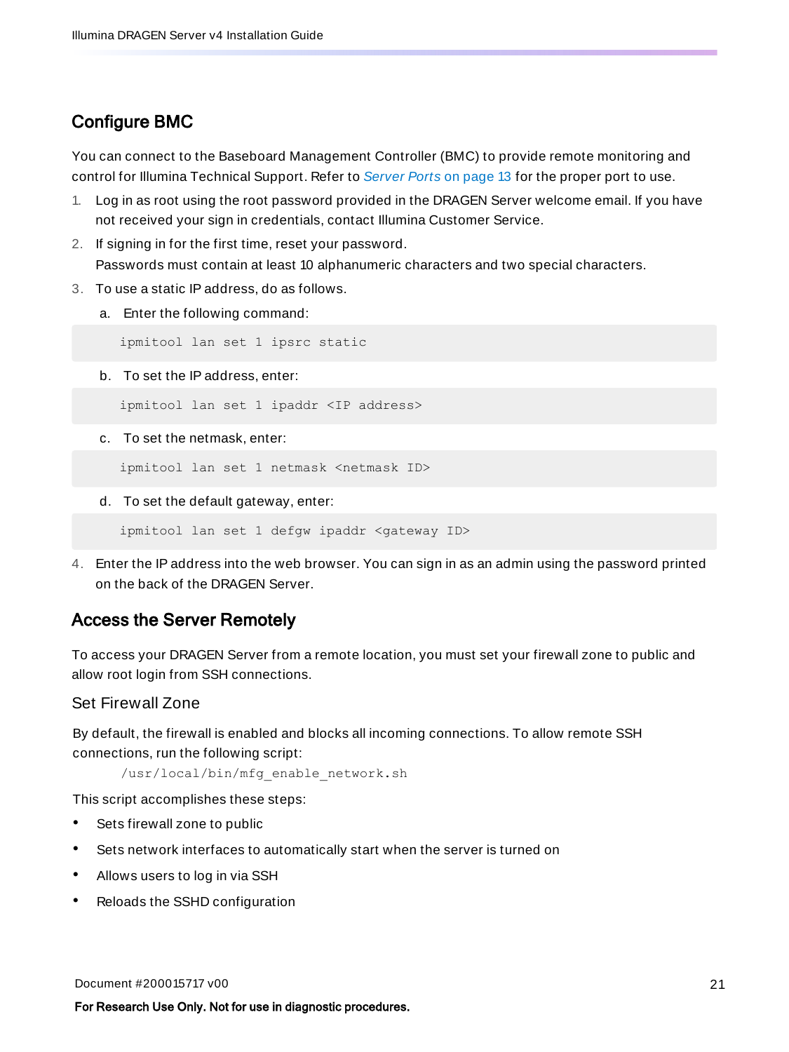## Configure BMC

You can connect to the Baseboard Management Controller (BMC) to provide remote monitoring and control for Illumina Technical Support. Refer to *Server Ports* on page 13 for the proper port to use.

1. Log in as root using the root password provided in the DRAGEN Server welcome email. If you have not received your sign in credentials, contact Illumina Customer Service.
2. If signing in for the first time, reset your password.
   Passwords must contain at least 10 alphanumeric characters and two special characters.
3. To use a static IP address, do as follows.
   a. Enter the following command:

   ```
   ipmitool lan set 1 ipsrc static
   ```

   b. To set the IP address, enter:

   ```
   ipmitool lan set 1 ipaddr <IP address>
   ```

   c. To set the netmask, enter:

   ```
   ipmitool lan set 1 netmask <netmask ID>
   ```

   d. To set the default gateway, enter:

   ```
   ipmitool lan set 1 defgw ipaddr <gateway ID>
   ```

4. Enter the IP address into the web browser. You can sign in as an admin using the password printed on the back of the DRAGEN Server.

## Access the Server Remotely

To access your DRAGEN Server from a remote location, you must set your firewall zone to public and allow root login from SSH connections.

### Set Firewall Zone

By default, the firewall is enabled and blocks all incoming connections. To allow remote SSH connections, run the following script:

```
/usr/local/bin/mfg_enable_network.sh
```

This script accomplishes these steps:

- Sets firewall zone to public
- Sets network interfaces to automatically start when the server is turned on
- Allows users to log in via SSH
- Reloads the SSHD configuration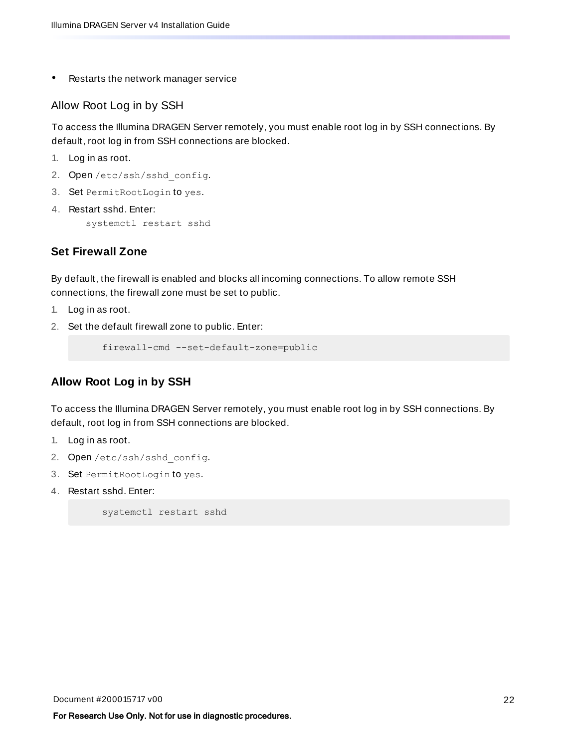- Restarts the network manager service

### Allow Root Log in by SSH

To access the Illumina DRAGEN Server remotely, you must enable root log in by SSH connections. By default, root log in from SSH connections are blocked.

1. Log in as root.
2. Open `/etc/ssh/sshd_config`.
3. Set `PermitRootLogin` to `yes`.
4. Restart sshd. Enter:
   ```
   systemctl restart sshd
   ```

## Set Firewall Zone

By default, the firewall is enabled and blocks all incoming connections. To allow remote SSH connections, the firewall zone must be set to public.

1. Log in as root.
2. Set the default firewall zone to public. Enter:
   ```
   firewall-cmd --set-default-zone=public
   ```

## Allow Root Log in by SSH

To access the Illumina DRAGEN Server remotely, you must enable root log in by SSH connections. By default, root log in from SSH connections are blocked.

1. Log in as root.
2. Open `/etc/ssh/sshd_config`.
3. Set `PermitRootLogin` to `yes`.
4. Restart sshd. Enter:
   ```
   systemctl restart sshd
   ```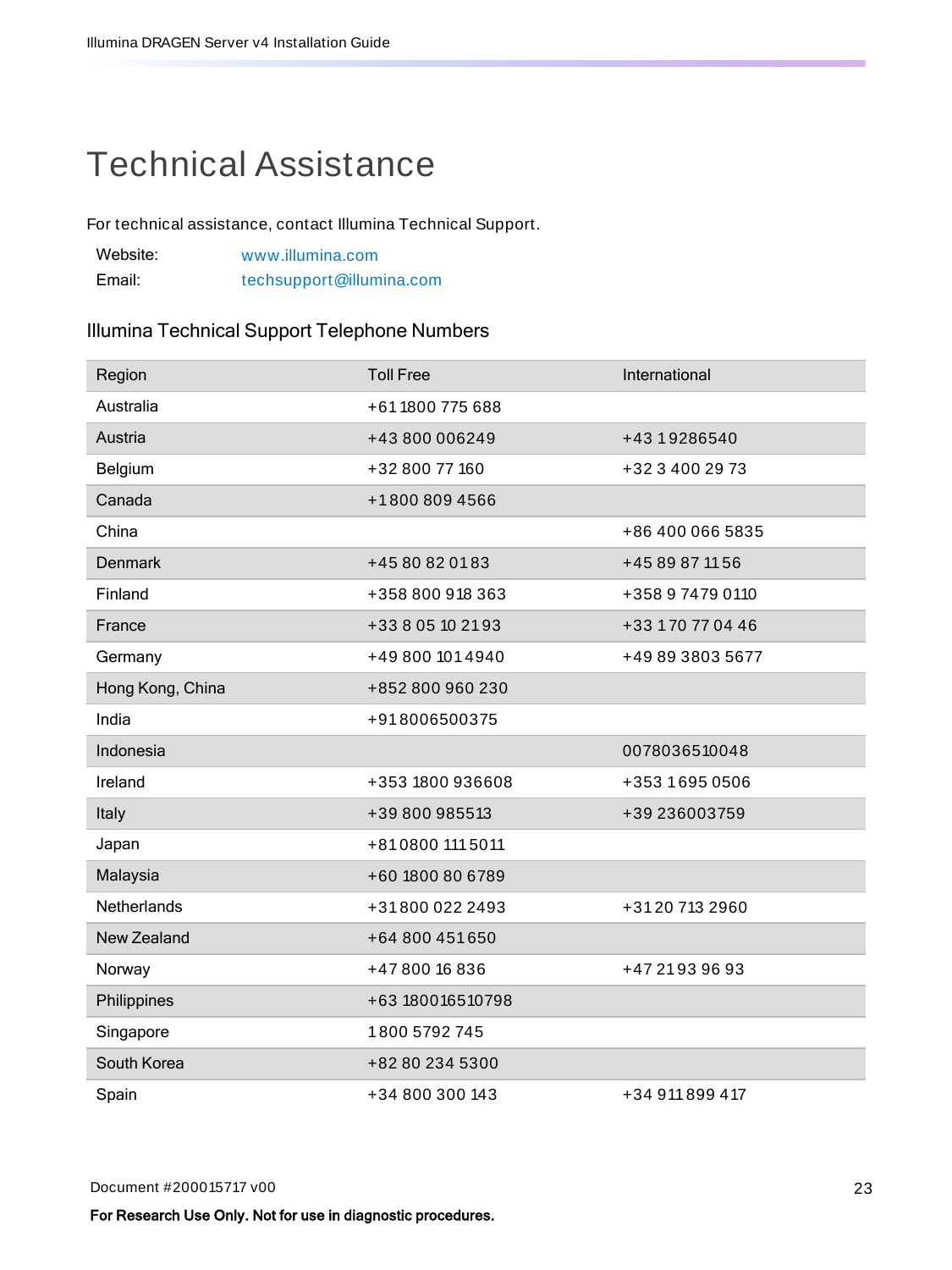# Technical Assistance

For technical assistance, contact Illumina Technical Support.

| | |
|---|---|
| Website: | www.illumina.com |
| Email: | techsupport@illumina.com |

## Illumina Technical Support Telephone Numbers

| Region | Toll Free | International |
|---|---|---|
| Australia | +61 1800 775 688 | |
| Austria | +43 800 006249 | +43 1 9286540 |
| Belgium | +32 800 77 160 | +32 3 400 29 73 |
| Canada | +1 800 809 4566 | |
| China | | +86 400 066 5835 |
| Denmark | +45 80 82 01 83 | +45 89 87 11 56 |
| Finland | +358 800 918 363 | +358 9 7479 0110 |
| France | +33 8 05 10 21 93 | +33 1 70 77 04 46 |
| Germany | +49 800 101 4940 | +49 89 3803 5677 |
| Hong Kong, China | +852 800 960 230 | |
| India | +91 8006500375 | |
| Indonesia | | 0078036510048 |
| Ireland | +353 1800 936608 | +353 1 695 0506 |
| Italy | +39 800 985513 | +39 236003759 |
| Japan | +81 0800 111 5011 | |
| Malaysia | +60 1800 80 6789 | |
| Netherlands | +31 800 022 2493 | +31 20 713 2960 |
| New Zealand | +64 800 451 650 | |
| Norway | +47 800 16 836 | +47 21 93 96 93 |
| Philippines | +63 180016510798 | |
| Singapore | 1 800 5792 745 | |
| South Korea | +82 80 234 5300 | |
| Spain | +34 800 300 143 | +34 911 899 417 |

Document #200015717 v00

**For Research Use Only. Not for use in diagnostic procedures.**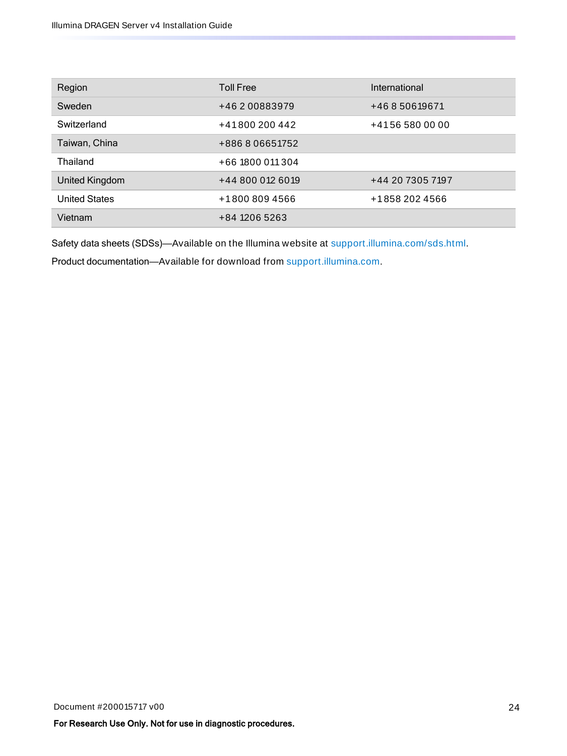| Region | Toll Free | International |
| --- | --- | --- |
| Sweden | +46 2 00883979 | +46 8 50619671 |
| Switzerland | +41 800 200 442 | +41 56 580 00 00 |
| Taiwan, China | +886 8 06651752 | |
| Thailand | +66 1800 011 304 | |
| United Kingdom | +44 800 012 6019 | +44 20 7305 7197 |
| United States | +1 800 809 4566 | +1 858 202 4566 |
| Vietnam | +84 1206 5263 | |

Safety data sheets (SDSs)—Available on the Illumina website at support.illumina.com/sds.html.

Product documentation—Available for download from support.illumina.com.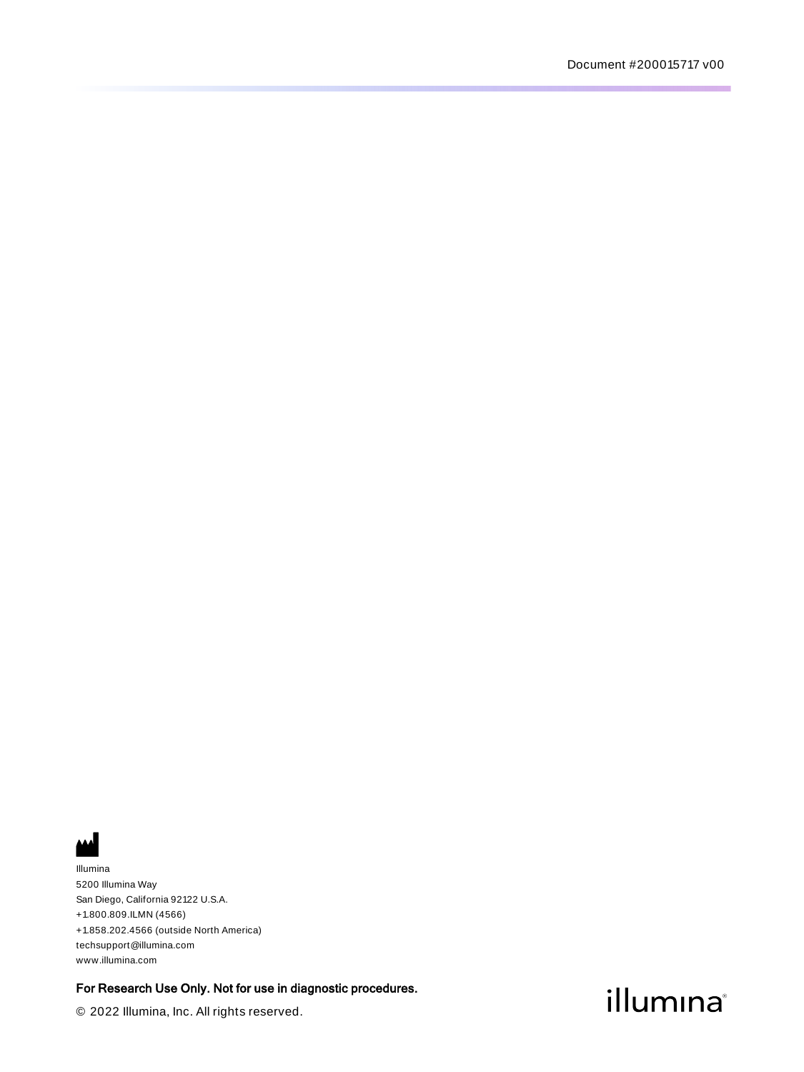Document #200015717 v00

Illumina
5200 Illumina Way
San Diego, California 92122 U.S.A.
+1.800.809.ILMN (4566)
+1.858.202.4566 (outside North America)
techsupport@illumina.com
www.illumina.com

**For Research Use Only. Not for use in diagnostic procedures.**

© 2022 Illumina, Inc. All rights reserved.